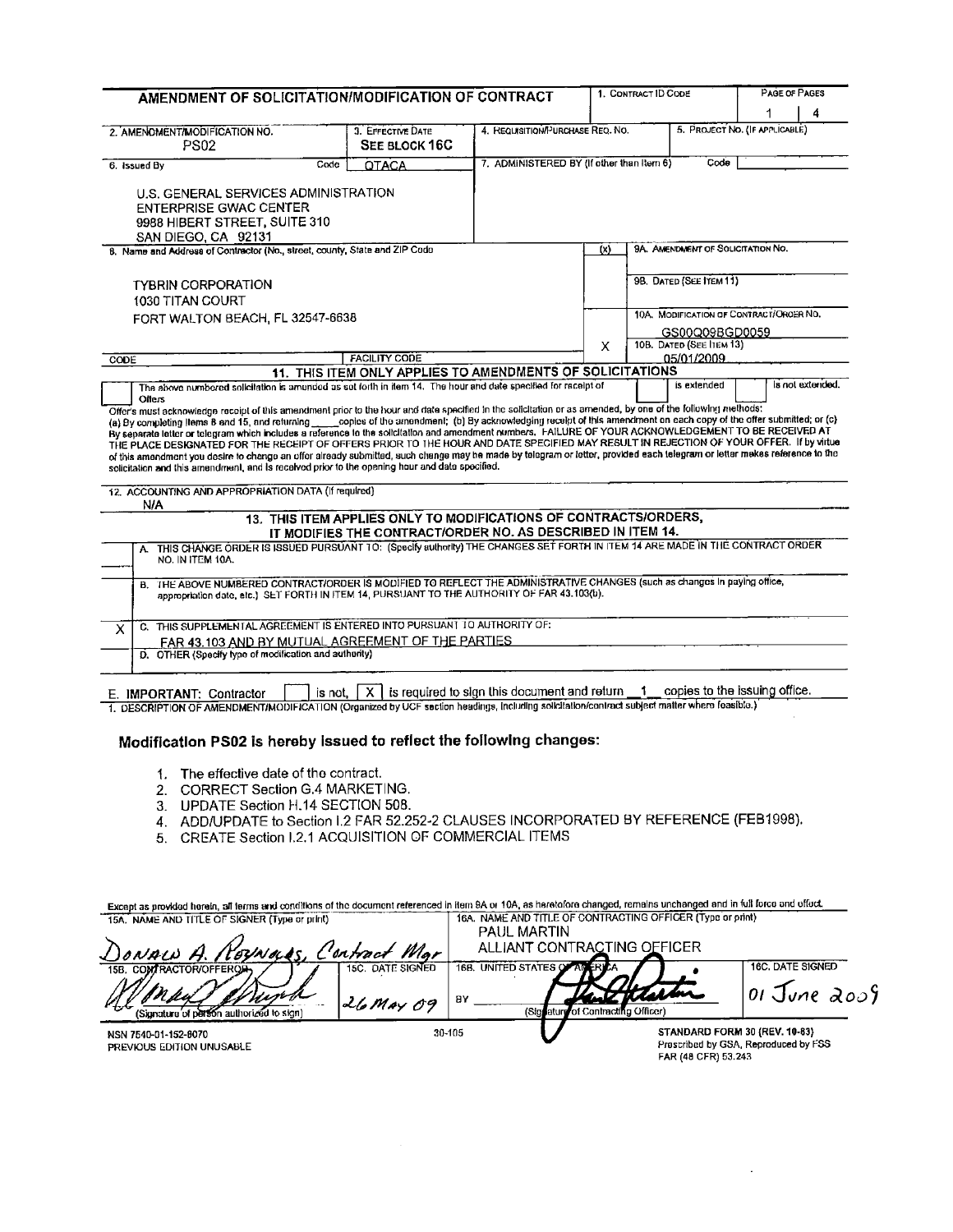# AMENDMENT OF SOLICITATION/MODIFICATION OF CONTRACT

| 1. CONTRACT ID CODE | PAGE OF PAGES |
|---|---|
| | 1 \| 4 |

| 2. AMENDMENT/MODIFICATION NO. | 3. EFFECTIVE DATE | 4. REQUISITION/PURCHASE REQ. NO. | 5. PROJECT NO. (IF APPLICABLE) |
|---|---|---|---|
| PS02 | SEE BLOCK 16C | | |

**6. Issued By** Code QTACA

U.S. GENERAL SERVICES ADMINISTRATION
ENTERPRISE GWAC CENTER
9988 HIBERT STREET, SUITE 310
SAN DIEGO, CA 92131

**7. ADMINISTERED BY (If other than Item 6)** Code

**8. Name and Address of Contractor (No., street, county, State and ZIP Code)**

TYBRIN CORPORATION
1030 TITAN COURT
FORT WALTON BEACH, FL 32547-6638

| (x) | |
|---|---|
| | 9A. AMENDMENT OF SOLICITATION NO. |
| | 9B. DATED (SEE ITEM 11) |
| X | 10A. MODIFICATION OF CONTRACT/ORDER NO. GS00Q09BGD0059 |
| | 10B. DATED (SEE ITEM 13) 05/01/2009 |

CODE | FACILITY CODE

## 11. THIS ITEM ONLY APPLIES TO AMENDMENTS OF SOLICITATIONS

☐ The above numbered solicitation is amended as set forth in item 14. The hour and date specified for receipt of Offers ☐ is extended ☐ is not extended.

Offer's must acknowledge receipt of this amendment prior to the hour and date specified in the solicitation or as amended, by one of the following methods: (a) By completing Items 8 and 15, and returning \_\_\_\_ copies of the amendment; (b) By acknowledging receipt of this amendment on each copy of the offer submitted; or (c) By separate letter or telegram which includes a reference to the solicitation and amendment numbers. FAILURE OF YOUR ACKNOWLEDGEMENT TO BE RECEIVED AT THE PLACE DESIGNATED FOR THE RECEIPT OF OFFERS PRIOR TO THE HOUR AND DATE SPECIFIED MAY RESULT IN REJECTION OF YOUR OFFER. If by virtue of this amendment you desire to change an offer already submitted, such change may be made by telegram or letter, provided each telegram or letter makes reference to the solicitation and this amendment, and is received prior to the opening hour and date specified.

**12. ACCOUNTING AND APPROPRIATION DATA (If required)**
N/A

## 13. THIS ITEM APPLIES ONLY TO MODIFICATIONS OF CONTRACTS/ORDERS, IT MODIFIES THE CONTRACT/ORDER NO. AS DESCRIBED IN ITEM 14.

| | |
|---|---|
| | A. THIS CHANGE ORDER IS ISSUED PURSUANT TO: (Specify authority) THE CHANGES SET FORTH IN ITEM 14 ARE MADE IN THE CONTRACT ORDER NO. IN ITEM 10A. |
| | B. THE ABOVE NUMBERED CONTRACT/ORDER IS MODIFIED TO REFLECT THE ADMINISTRATIVE CHANGES (such as changes in paying office, appropriation date, etc.) SET FORTH IN ITEM 14, PURSUANT TO THE AUTHORITY OF FAR 43.103(b). |
| X | C. THIS SUPPLEMENTAL AGREEMENT IS ENTERED INTO PURSUANT TO AUTHORITY OF: FAR 43.103 AND BY MUTUAL AGREEMENT OF THE PARTIES |
| | D. OTHER (Specify type of modification and authority) |

E. **IMPORTANT:** Contractor ☐ is not, ☒ is required to sign this document and return 1 copies to the issuing office.

14. DESCRIPTION OF AMENDMENT/MODIFICATION (Organized by UCF section headings, including solicitation/contract subject matter where feasible.)

### Modification PS02 is hereby issued to reflect the following changes:

1. The effective date of the contract.
2. CORRECT Section G.4 MARKETING.
3. UPDATE Section H.14 SECTION 508.
4. ADD/UPDATE to Section I.2 FAR 52.252-2 CLAUSES INCORPORATED BY REFERENCE (FEB1998).
5. CREATE Section I.2.1 ACQUISITION OF COMMERCIAL ITEMS

Except as provided herein, all terms and conditions of the document referenced in Item 9A or 10A, as heretofore changed, remains unchanged and in full force and effect.

| 15A. NAME AND TITLE OF SIGNER (Type or print) | | 16A. NAME AND TITLE OF CONTRACTING OFFICER (Type or print) | |
|---|---|---|---|
| Donald A. Reynolds, Contract Mgr | | PAUL MARTIN ALLIANT CONTRACTING OFFICER | |
| 15B. CONTRACTOR/OFFEROR [signature] (Signature of person authorized to sign) | 15C. DATE SIGNED 26 May 09 | 16B. UNITED STATES OF AMERICA BY [signature] (Signature of Contracting Officer) | 16C. DATE SIGNED 01 June 2009 |

NSN 7540-01-152-8070
PREVIOUS EDITION UNUSABLE

30-105

STANDARD FORM 30 (REV. 10-83)
Prescribed by GSA, Reproduced by FSS
FAR (48 CFR) 53.243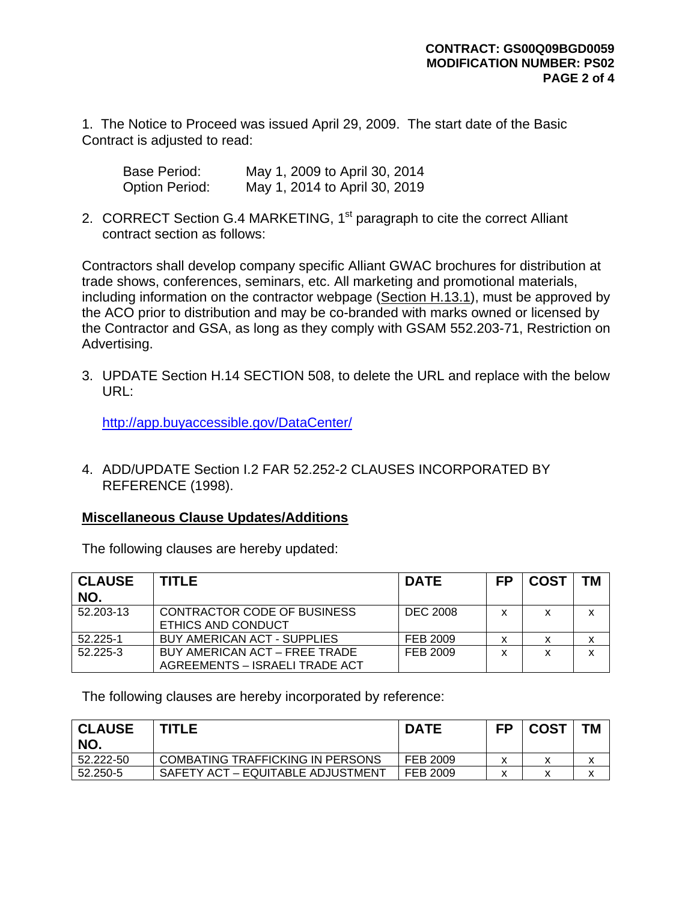1. The Notice to Proceed was issued April 29, 2009. The start date of the Basic Contract is adjusted to read:

   Base Period: May 1, 2009 to April 30, 2014
   Option Period: May 1, 2014 to April 30, 2019

2. CORRECT Section G.4 MARKETING, 1st paragraph to cite the correct Alliant contract section as follows:

Contractors shall develop company specific Alliant GWAC brochures for distribution at trade shows, conferences, seminars, etc. All marketing and promotional materials, including information on the contractor webpage (Section H.13.1), must be approved by the ACO prior to distribution and may be co-branded with marks owned or licensed by the Contractor and GSA, as long as they comply with GSAM 552.203-71, Restriction on Advertising.

3. UPDATE Section H.14 SECTION 508, to delete the URL and replace with the below URL:

   http://app.buyaccessible.gov/DataCenter/

4. ADD/UPDATE Section I.2 FAR 52.252-2 CLAUSES INCORPORATED BY REFERENCE (1998).

**Miscellaneous Clause Updates/Additions**

The following clauses are hereby updated:

| CLAUSE NO. | TITLE | DATE | FP | COST | TM |
|---|---|---|---|---|---|
| 52.203-13 | CONTRACTOR CODE OF BUSINESS ETHICS AND CONDUCT | DEC 2008 | x | x | x |
| 52.225-1 | BUY AMERICAN ACT - SUPPLIES | FEB 2009 | x | x | x |
| 52.225-3 | BUY AMERICAN ACT – FREE TRADE AGREEMENTS – ISRAELI TRADE ACT | FEB 2009 | x | x | x |

The following clauses are hereby incorporated by reference:

| CLAUSE NO. | TITLE | DATE | FP | COST | TM |
|---|---|---|---|---|---|
| 52.222-50 | COMBATING TRAFFICKING IN PERSONS | FEB 2009 | x | x | x |
| 52.250-5 | SAFETY ACT – EQUITABLE ADJUSTMENT | FEB 2009 | x | x | x |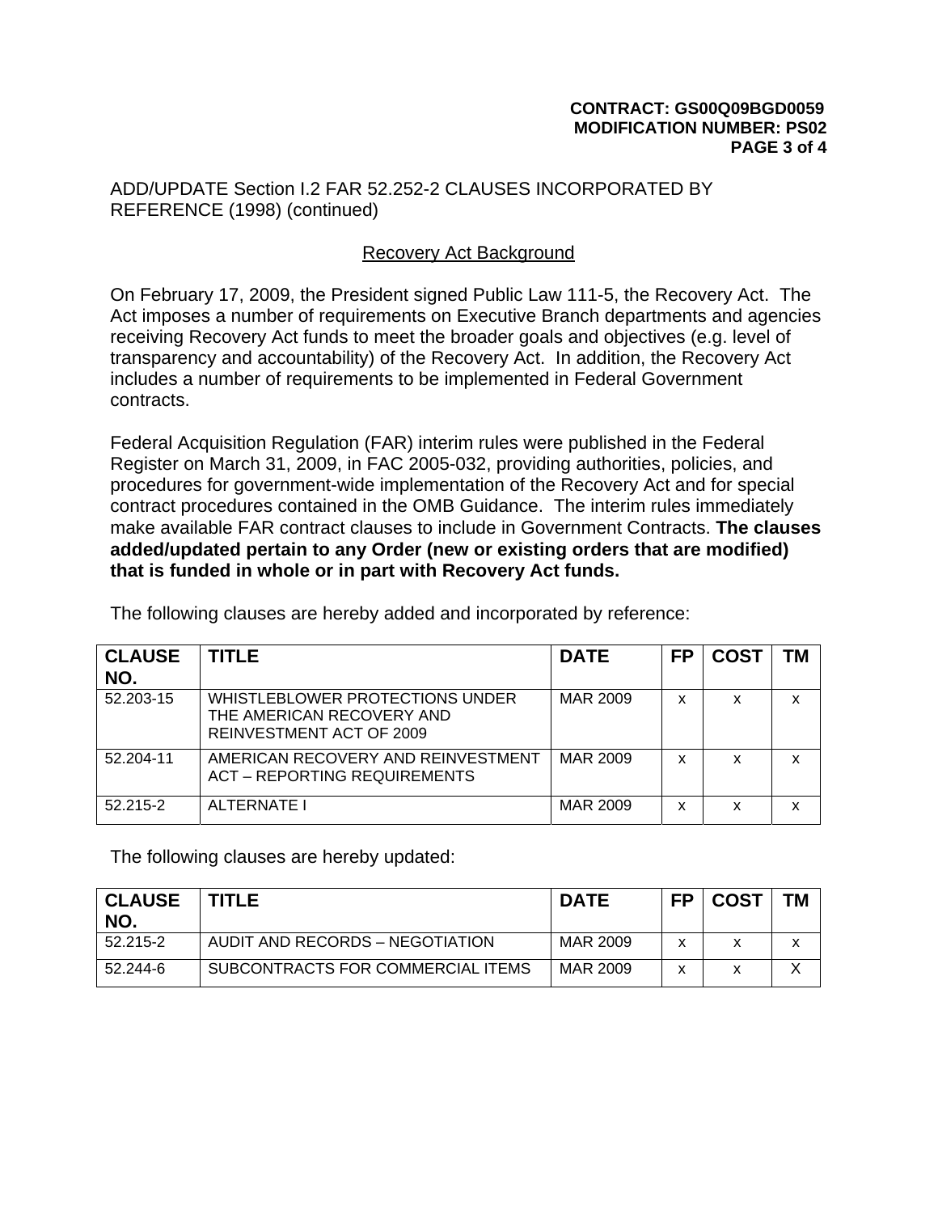ADD/UPDATE Section I.2 FAR 52.252-2 CLAUSES INCORPORATED BY REFERENCE (1998) (continued)

## Recovery Act Background

On February 17, 2009, the President signed Public Law 111-5, the Recovery Act. The Act imposes a number of requirements on Executive Branch departments and agencies receiving Recovery Act funds to meet the broader goals and objectives (e.g. level of transparency and accountability) of the Recovery Act. In addition, the Recovery Act includes a number of requirements to be implemented in Federal Government contracts.

Federal Acquisition Regulation (FAR) interim rules were published in the Federal Register on March 31, 2009, in FAC 2005-032, providing authorities, policies, and procedures for government-wide implementation of the Recovery Act and for special contract procedures contained in the OMB Guidance. The interim rules immediately make available FAR contract clauses to include in Government Contracts. **The clauses added/updated pertain to any Order (new or existing orders that are modified) that is funded in whole or in part with Recovery Act funds.**

The following clauses are hereby added and incorporated by reference:

| CLAUSE NO. | TITLE | DATE | FP | COST | TM |
|---|---|---|---|---|---|
| 52.203-15 | WHISTLEBLOWER PROTECTIONS UNDER THE AMERICAN RECOVERY AND REINVESTMENT ACT OF 2009 | MAR 2009 | x | x | x |
| 52.204-11 | AMERICAN RECOVERY AND REINVESTMENT ACT – REPORTING REQUIREMENTS | MAR 2009 | x | x | x |
| 52.215-2 | ALTERNATE I | MAR 2009 | x | x | x |

The following clauses are hereby updated:

| CLAUSE NO. | TITLE | DATE | FP | COST | TM |
|---|---|---|---|---|---|
| 52.215-2 | AUDIT AND RECORDS – NEGOTIATION | MAR 2009 | x | x | x |
| 52.244-6 | SUBCONTRACTS FOR COMMERCIAL ITEMS | MAR 2009 | x | x | X |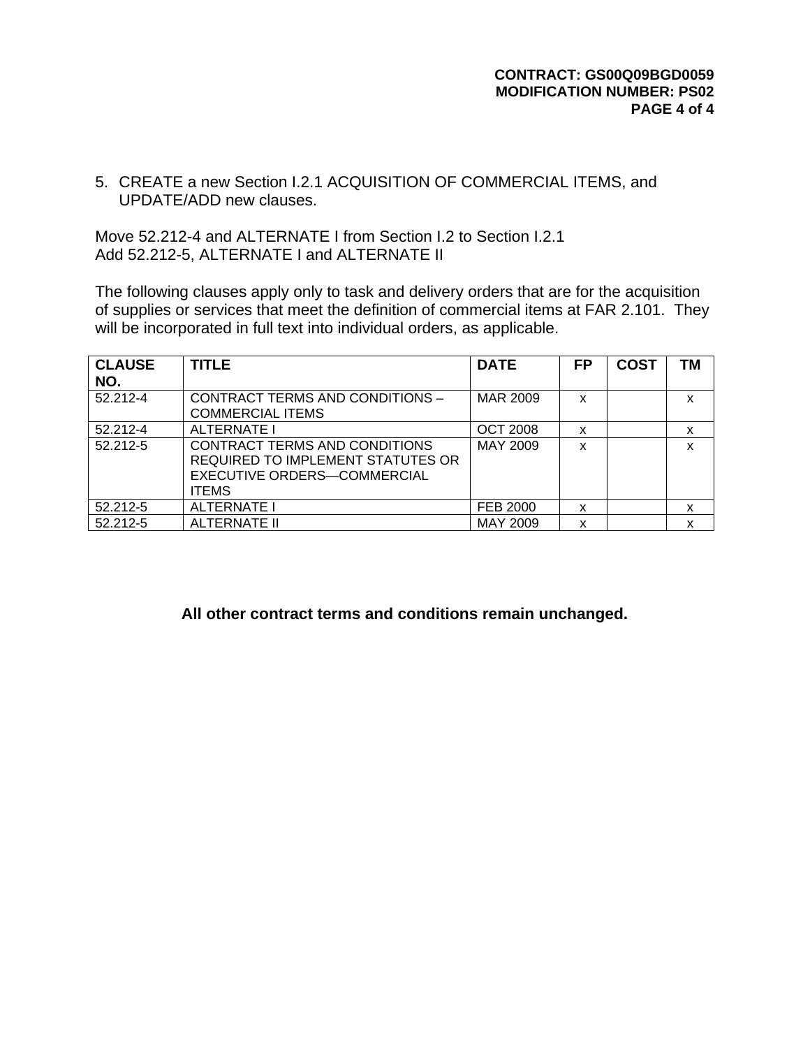5. CREATE a new Section I.2.1 ACQUISITION OF COMMERCIAL ITEMS, and UPDATE/ADD new clauses.

Move 52.212-4 and ALTERNATE I from Section I.2 to Section I.2.1
Add 52.212-5, ALTERNATE I and ALTERNATE II

The following clauses apply only to task and delivery orders that are for the acquisition of supplies or services that meet the definition of commercial items at FAR 2.101. They will be incorporated in full text into individual orders, as applicable.

| CLAUSE NO. | TITLE | DATE | FP | COST | TM |
|---|---|---|---|---|---|
| 52.212-4 | CONTRACT TERMS AND CONDITIONS – COMMERCIAL ITEMS | MAR 2009 | x | | x |
| 52.212-4 | ALTERNATE I | OCT 2008 | x | | x |
| 52.212-5 | CONTRACT TERMS AND CONDITIONS REQUIRED TO IMPLEMENT STATUTES OR EXECUTIVE ORDERS—COMMERCIAL ITEMS | MAY 2009 | x | | x |
| 52.212-5 | ALTERNATE I | FEB 2000 | x | | x |
| 52.212-5 | ALTERNATE II | MAY 2009 | x | | x |

**All other contract terms and conditions remain unchanged.**